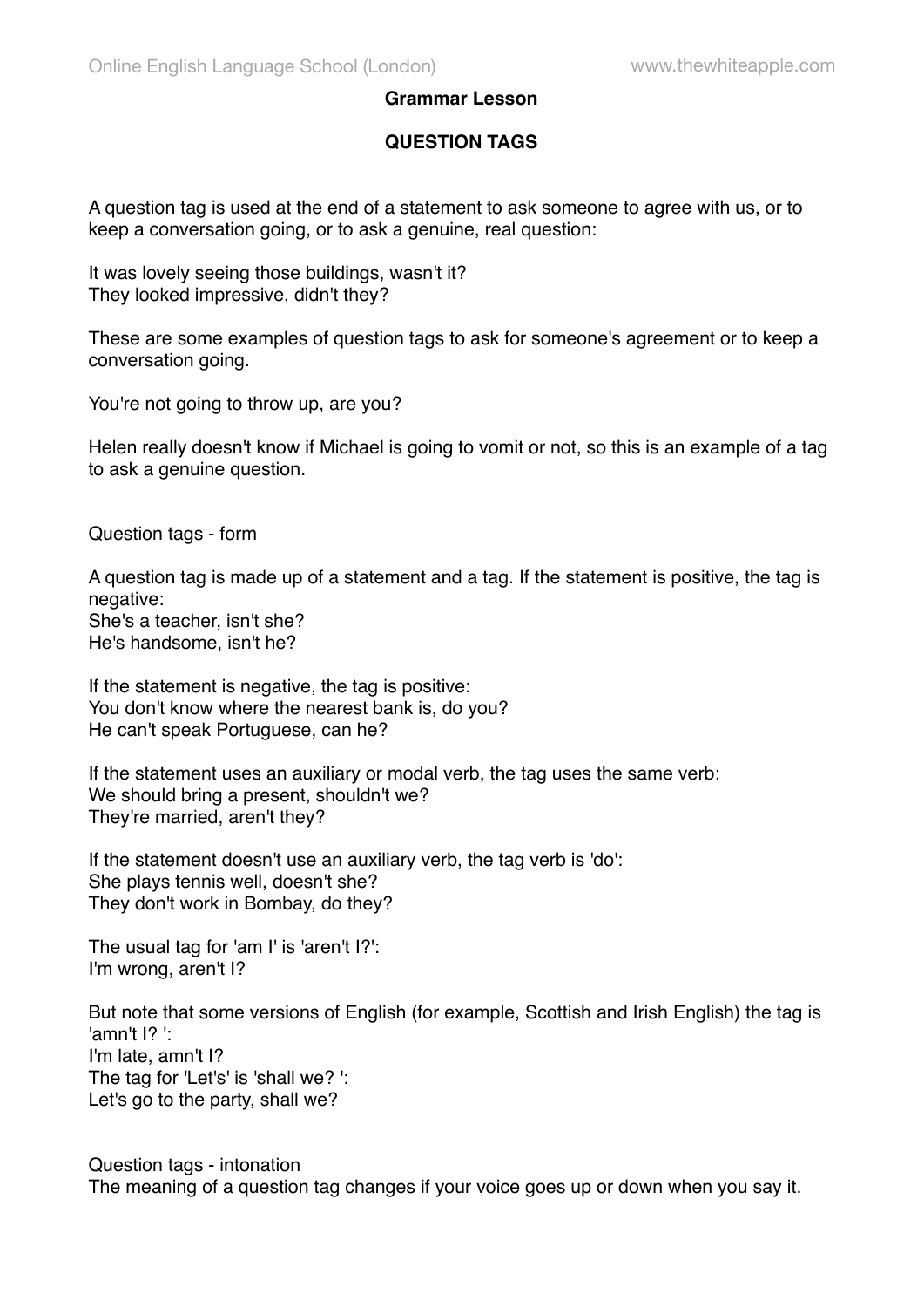**Grammar Lesson**

**QUESTION TAGS**

A question tag is used at the end of a statement to ask someone to agree with us, or to keep a conversation going, or to ask a genuine, real question:

It was lovely seeing those buildings, wasn't it?
They looked impressive, didn't they?

These are some examples of question tags to ask for someone's agreement or to keep a conversation going.

You're not going to throw up, are you?

Helen really doesn't know if Michael is going to vomit or not, so this is an example of a tag to ask a genuine question.

Question tags - form

A question tag is made up of a statement and a tag. If the statement is positive, the tag is negative:
She's a teacher, isn't she?
He's handsome, isn't he?

If the statement is negative, the tag is positive:
You don't know where the nearest bank is, do you?
He can't speak Portuguese, can he?

If the statement uses an auxiliary or modal verb, the tag uses the same verb:
We should bring a present, shouldn't we?
They're married, aren't they?

If the statement doesn't use an auxiliary verb, the tag verb is 'do':
She plays tennis well, doesn't she?
They don't work in Bombay, do they?

The usual tag for 'am I' is 'aren't I?':
I'm wrong, aren't I?

But note that some versions of English (for example, Scottish and Irish English) the tag is 'amn't I? ':
I'm late, amn't I?
The tag for 'Let's' is 'shall we? ':
Let's go to the party, shall we?

Question tags - intonation
The meaning of a question tag changes if your voice goes up or down when you say it.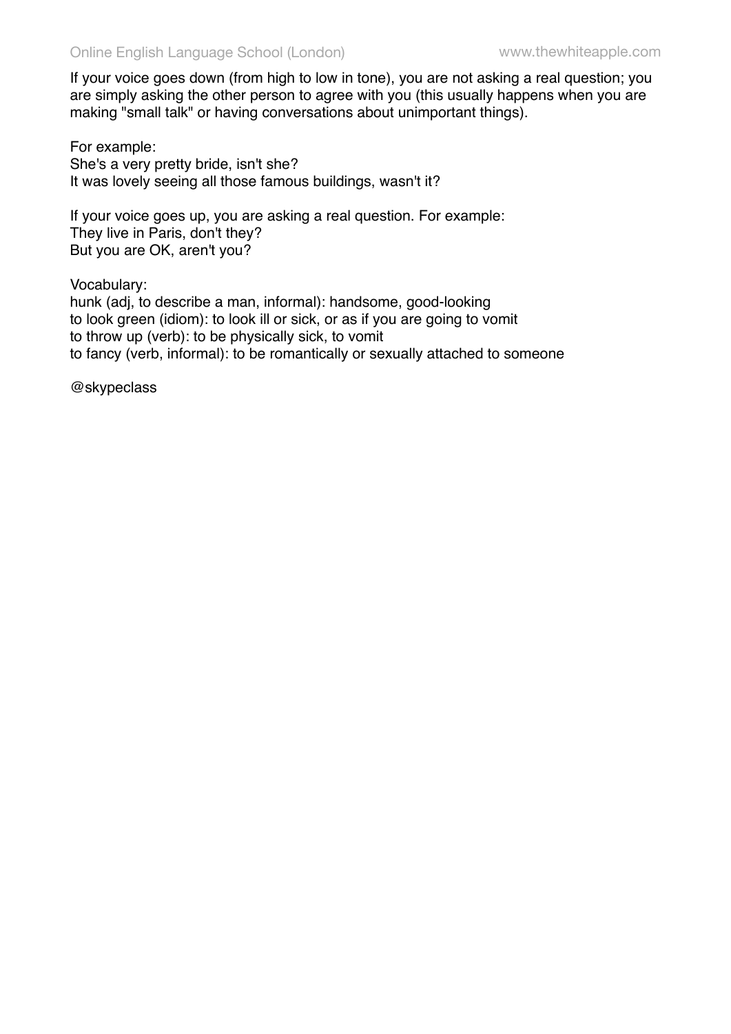If your voice goes down (from high to low in tone), you are not asking a real question; you are simply asking the other person to agree with you (this usually happens when you are making "small talk" or having conversations about unimportant things).

For example:
She's a very pretty bride, isn't she?
It was lovely seeing all those famous buildings, wasn't it?

If your voice goes up, you are asking a real question. For example:
They live in Paris, don't they?
But you are OK, aren't you?

Vocabulary:
hunk (adj, to describe a man, informal): handsome, good-looking
to look green (idiom): to look ill or sick, or as if you are going to vomit
to throw up (verb): to be physically sick, to vomit
to fancy (verb, informal): to be romantically or sexually attached to someone

@skypeclass